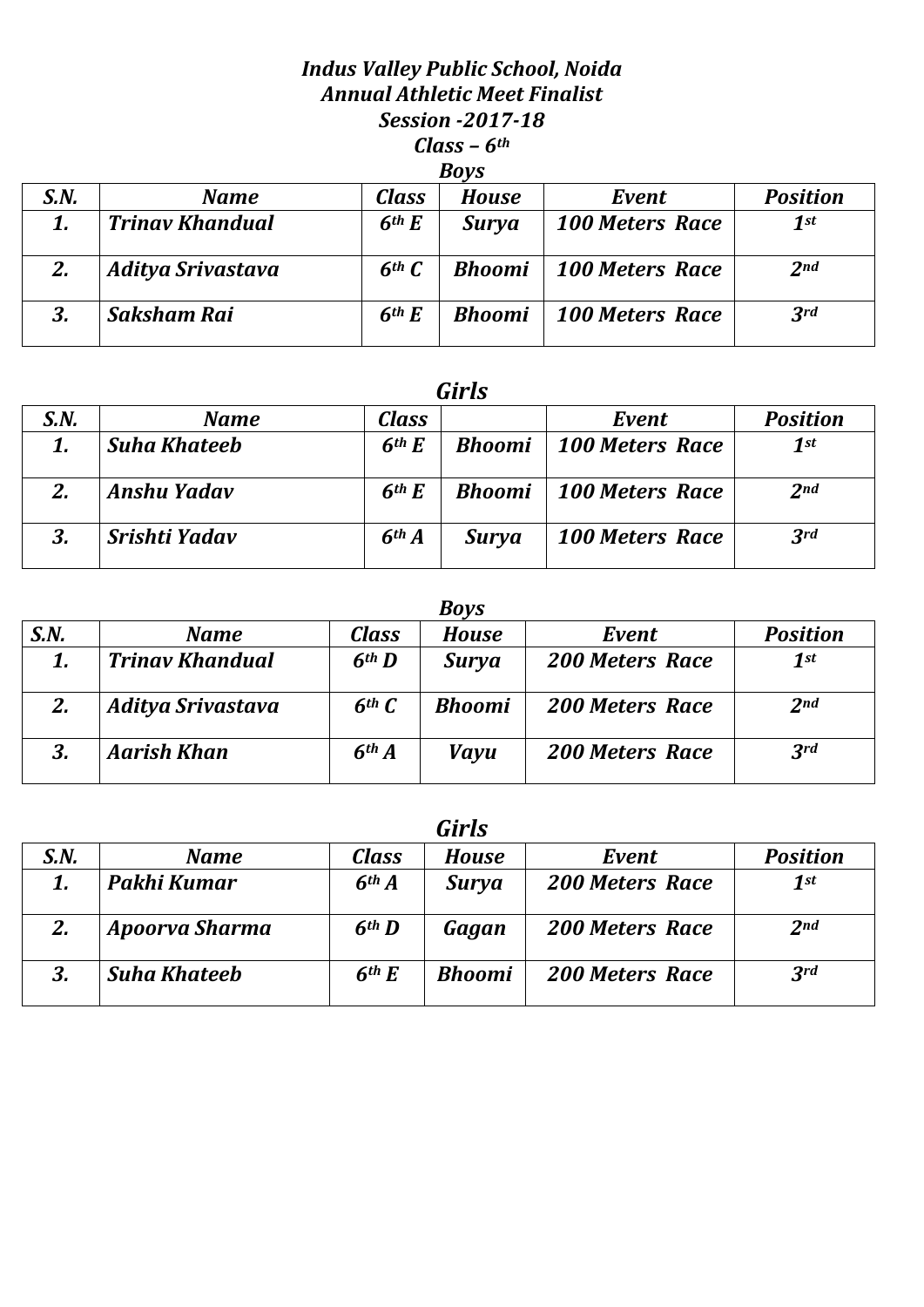# *Indus Valley Public School, Noida*
## *Annual Athletic Meet Finalist*
### *Session -2017-18*
### *Class – 6th*

***Boys***

| S.N. | Name | Class | House | Event | Position |
|---|---|---|---|---|---|
| 1. | Trinav Khandual | 6th E | Surya | 100 Meters Race | 1st |
| 2. | Aditya Srivastava | 6th C | Bhoomi | 100 Meters Race | 2nd |
| 3. | Saksham Rai | 6th E | Bhoomi | 100 Meters Race | 3rd |

***Girls***

| S.N. | Name | Class | | Event | Position |
|---|---|---|---|---|---|
| 1. | Suha Khateeb | 6th E | Bhoomi | 100 Meters Race | 1st |
| 2. | Anshu Yadav | 6th E | Bhoomi | 100 Meters Race | 2nd |
| 3. | Srishti Yadav | 6th A | Surya | 100 Meters Race | 3rd |

***Boys***

| S.N. | Name | Class | House | Event | Position |
|---|---|---|---|---|---|
| 1. | Trinav Khandual | 6th D | Surya | 200 Meters Race | 1st |
| 2. | Aditya Srivastava | 6th C | Bhoomi | 200 Meters Race | 2nd |
| 3. | Aarish Khan | 6th A | Vayu | 200 Meters Race | 3rd |

***Girls***

| S.N. | Name | Class | House | Event | Position |
|---|---|---|---|---|---|
| 1. | Pakhi Kumar | 6th A | Surya | 200 Meters Race | 1st |
| 2. | Apoorva Sharma | 6th D | Gagan | 200 Meters Race | 2nd |
| 3. | Suha Khateeb | 6th E | Bhoomi | 200 Meters Race | 3rd |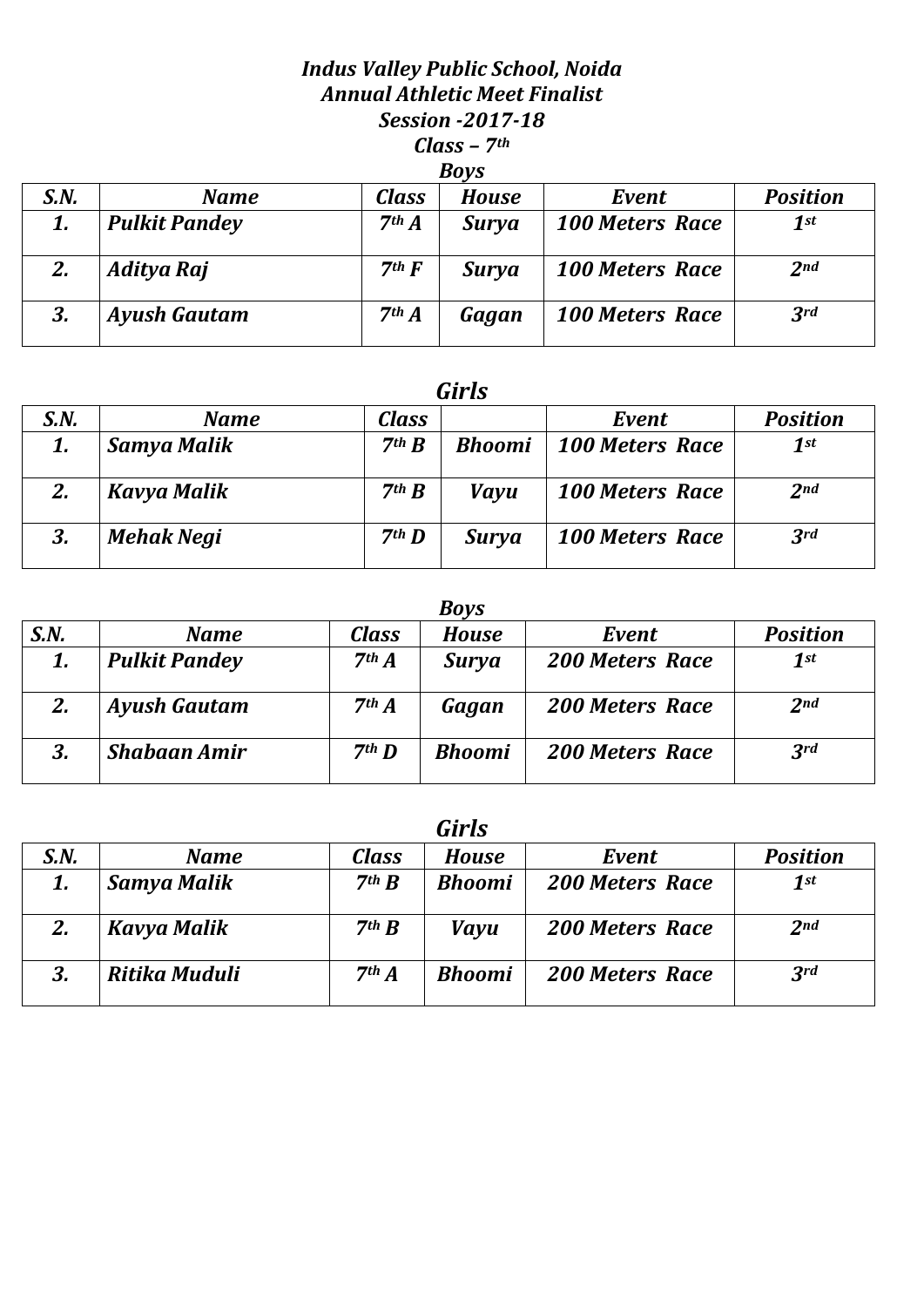***Indus Valley Public School, Noida***
***Annual Athletic Meet Finalist***
***Session -2017-18***
***Class – 7th***

***Boys***

| S.N. | Name | Class | House | Event | Position |
|---|---|---|---|---|---|
| 1. | Pulkit Pandey | 7th A | Surya | 100 Meters Race | 1st |
| 2. | Aditya Raj | 7th F | Surya | 100 Meters Race | 2nd |
| 3. | Ayush Gautam | 7th A | Gagan | 100 Meters Race | 3rd |

***Girls***

| S.N. | Name | Class | | Event | Position |
|---|---|---|---|---|---|
| 1. | Samya Malik | 7th B | Bhoomi | 100 Meters Race | 1st |
| 2. | Kavya Malik | 7th B | Vayu | 100 Meters Race | 2nd |
| 3. | Mehak Negi | 7th D | Surya | 100 Meters Race | 3rd |

***Boys***

| S.N. | Name | Class | House | Event | Position |
|---|---|---|---|---|---|
| 1. | Pulkit Pandey | 7th A | Surya | 200 Meters Race | 1st |
| 2. | Ayush Gautam | 7th A | Gagan | 200 Meters Race | 2nd |
| 3. | Shabaan Amir | 7th D | Bhoomi | 200 Meters Race | 3rd |

***Girls***

| S.N. | Name | Class | House | Event | Position |
|---|---|---|---|---|---|
| 1. | Samya Malik | 7th B | Bhoomi | 200 Meters Race | 1st |
| 2. | Kavya Malik | 7th B | Vayu | 200 Meters Race | 2nd |
| 3. | Ritika Muduli | 7th A | Bhoomi | 200 Meters Race | 3rd |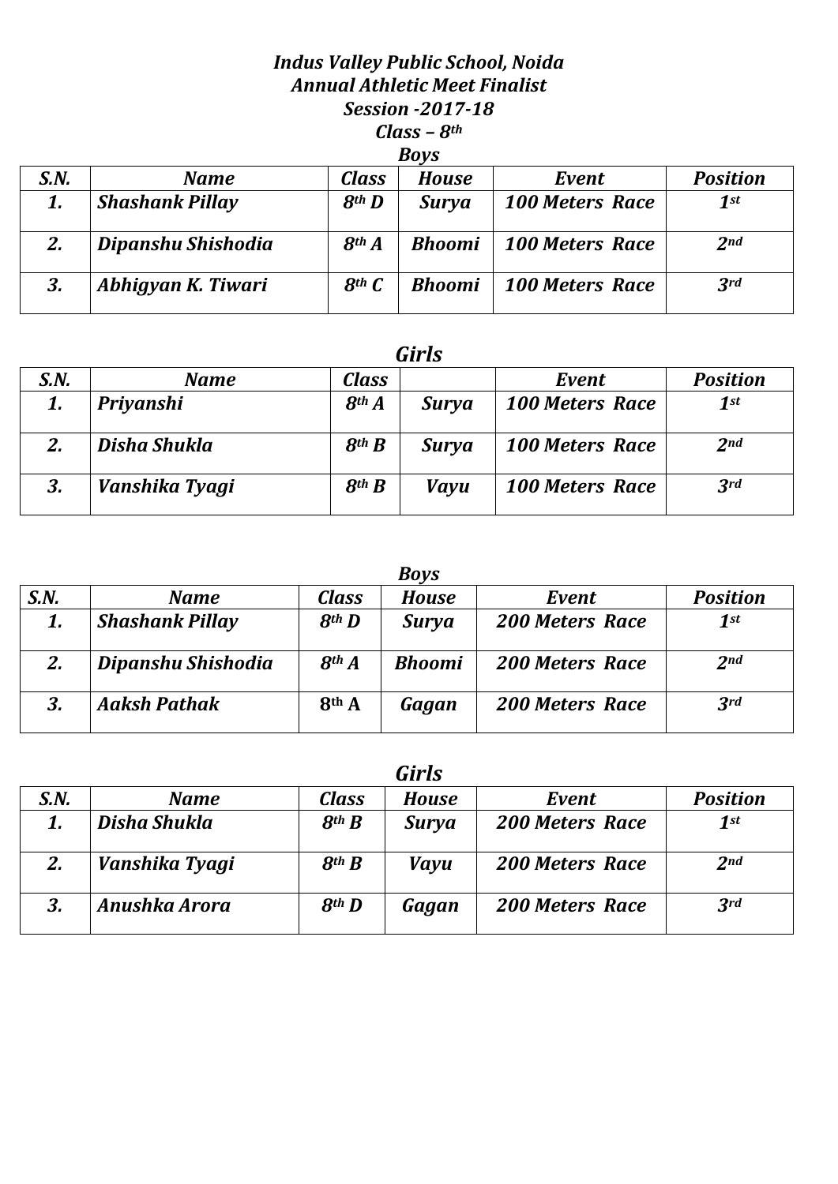***Indus Valley Public School, Noida***
***Annual Athletic Meet Finalist***
***Session -2017-18***
***Class – 8th***

***Boys***

| S.N. | Name | Class | House | Event | Position |
|---|---|---|---|---|---|
| 1. | Shashank Pillay | 8th D | Surya | 100 Meters Race | 1st |
| 2. | Dipanshu Shishodia | 8th A | Bhoomi | 100 Meters Race | 2nd |
| 3. | Abhigyan K. Tiwari | 8th C | Bhoomi | 100 Meters Race | 3rd |

***Girls***

| S.N. | Name | Class | | Event | Position |
|---|---|---|---|---|---|
| 1. | Priyanshi | 8th A | Surya | 100 Meters Race | 1st |
| 2. | Disha Shukla | 8th B | Surya | 100 Meters Race | 2nd |
| 3. | Vanshika Tyagi | 8th B | Vayu | 100 Meters Race | 3rd |

***Boys***

| S.N. | Name | Class | House | Event | Position |
|---|---|---|---|---|---|
| 1. | Shashank Pillay | 8th D | Surya | 200 Meters Race | 1st |
| 2. | Dipanshu Shishodia | 8th A | Bhoomi | 200 Meters Race | 2nd |
| 3. | Aaksh Pathak | 8th A | Gagan | 200 Meters Race | 3rd |

***Girls***

| S.N. | Name | Class | House | Event | Position |
|---|---|---|---|---|---|
| 1. | Disha Shukla | 8th B | Surya | 200 Meters Race | 1st |
| 2. | Vanshika Tyagi | 8th B | Vayu | 200 Meters Race | 2nd |
| 3. | Anushka Arora | 8th D | Gagan | 200 Meters Race | 3rd |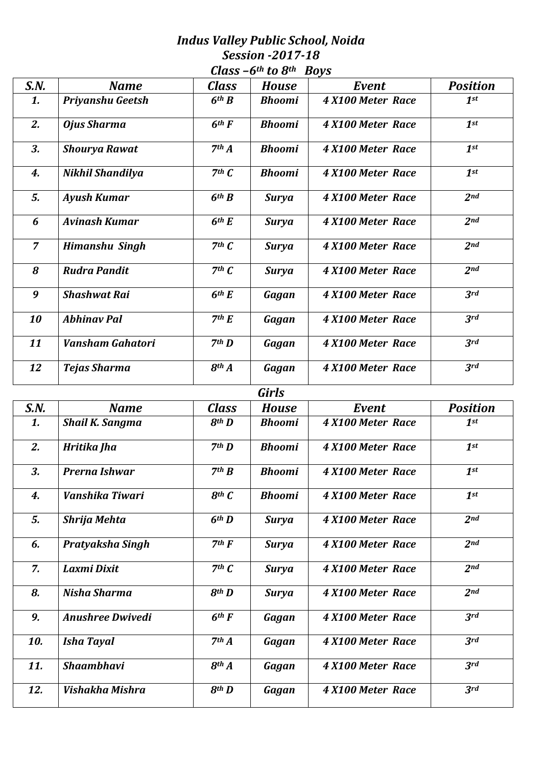# *Indus Valley Public School, Noida*

## *Session -2017-18*

### *Class –6th to 8th Boys*

| S.N. | Name | Class | House | Event | Position |
|---|---|---|---|---|---|
| 1. | Priyanshu Geetsh | 6th B | Bhoomi | 4 X100 Meter Race | 1st |
| 2. | Ojus Sharma | 6th F | Bhoomi | 4 X100 Meter Race | 1st |
| 3. | Shourya Rawat | 7th A | Bhoomi | 4 X100 Meter Race | 1st |
| 4. | Nikhil Shandilya | 7th C | Bhoomi | 4 X100 Meter Race | 1st |
| 5. | Ayush Kumar | 6th B | Surya | 4 X100 Meter Race | 2nd |
| 6 | Avinash Kumar | 6th E | Surya | 4 X100 Meter Race | 2nd |
| 7 | Himanshu Singh | 7th C | Surya | 4 X100 Meter Race | 2nd |
| 8 | Rudra Pandit | 7th C | Surya | 4 X100 Meter Race | 2nd |
| 9 | Shashwat Rai | 6th E | Gagan | 4 X100 Meter Race | 3rd |
| 10 | Abhinav Pal | 7th E | Gagan | 4 X100 Meter Race | 3rd |
| 11 | Vansham Gahatori | 7th D | Gagan | 4 X100 Meter Race | 3rd |
| 12 | Tejas Sharma | 8th A | Gagan | 4 X100 Meter Race | 3rd |

### *Girls*

| S.N. | Name | Class | House | Event | Position |
|---|---|---|---|---|---|
| 1. | Shail K. Sangma | 8th D | Bhoomi | 4 X100 Meter Race | 1st |
| 2. | Hritika Jha | 7th D | Bhoomi | 4 X100 Meter Race | 1st |
| 3. | Prerna Ishwar | 7th B | Bhoomi | 4 X100 Meter Race | 1st |
| 4. | Vanshika Tiwari | 8th C | Bhoomi | 4 X100 Meter Race | 1st |
| 5. | Shrija Mehta | 6th D | Surya | 4 X100 Meter Race | 2nd |
| 6. | Pratyaksha Singh | 7th F | Surya | 4 X100 Meter Race | 2nd |
| 7. | Laxmi Dixit | 7th C | Surya | 4 X100 Meter Race | 2nd |
| 8. | Nisha Sharma | 8th D | Surya | 4 X100 Meter Race | 2nd |
| 9. | Anushree Dwivedi | 6th F | Gagan | 4 X100 Meter Race | 3rd |
| 10. | Isha Tayal | 7th A | Gagan | 4 X100 Meter Race | 3rd |
| 11. | Shaambhavi | 8th A | Gagan | 4 X100 Meter Race | 3rd |
| 12. | Vishakha Mishra | 8th D | Gagan | 4 X100 Meter Race | 3rd |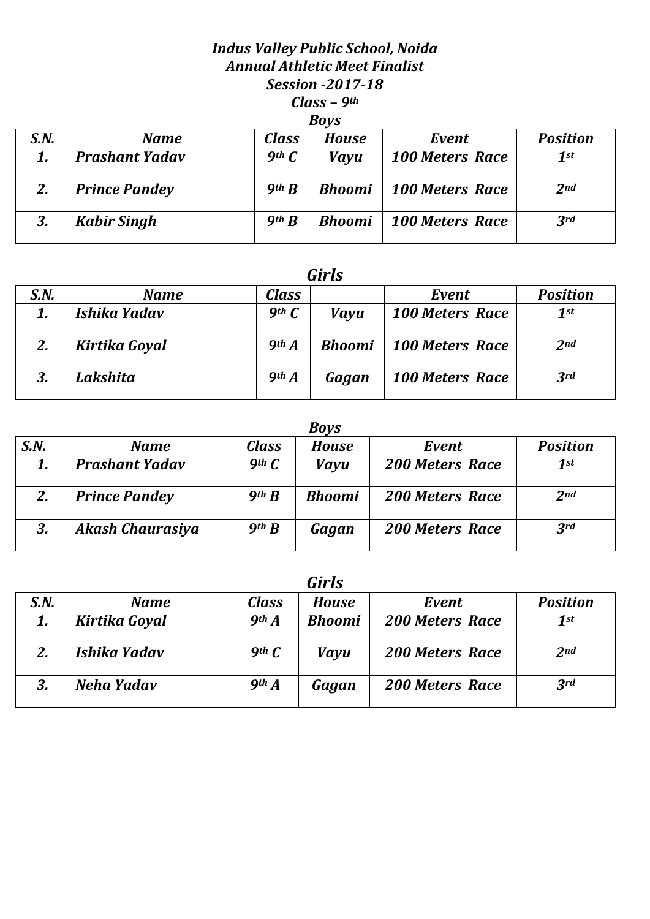***Indus Valley Public School, Noida***
***Annual Athletic Meet Finalist***
***Session -2017-18***
***Class – 9th***

***Boys***

| S.N. | Name | Class | House | Event | Position |
|---|---|---|---|---|---|
| 1. | Prashant Yadav | 9th C | Vayu | 100 Meters Race | 1st |
| 2. | Prince Pandey | 9th B | Bhoomi | 100 Meters Race | 2nd |
| 3. | Kabir Singh | 9th B | Bhoomi | 100 Meters Race | 3rd |

***Girls***

| S.N. | Name | Class | | Event | Position |
|---|---|---|---|---|---|
| 1. | Ishika Yadav | 9th C | Vayu | 100 Meters Race | 1st |
| 2. | Kirtika Goyal | 9th A | Bhoomi | 100 Meters Race | 2nd |
| 3. | Lakshita | 9th A | Gagan | 100 Meters Race | 3rd |

***Boys***

| S.N. | Name | Class | House | Event | Position |
|---|---|---|---|---|---|
| 1. | Prashant Yadav | 9th C | Vayu | 200 Meters Race | 1st |
| 2. | Prince Pandey | 9th B | Bhoomi | 200 Meters Race | 2nd |
| 3. | Akash Chaurasiya | 9th B | Gagan | 200 Meters Race | 3rd |

***Girls***

| S.N. | Name | Class | House | Event | Position |
|---|---|---|---|---|---|
| 1. | Kirtika Goyal | 9th A | Bhoomi | 200 Meters Race | 1st |
| 2. | Ishika Yadav | 9th C | Vayu | 200 Meters Race | 2nd |
| 3. | Neha Yadav | 9th A | Gagan | 200 Meters Race | 3rd |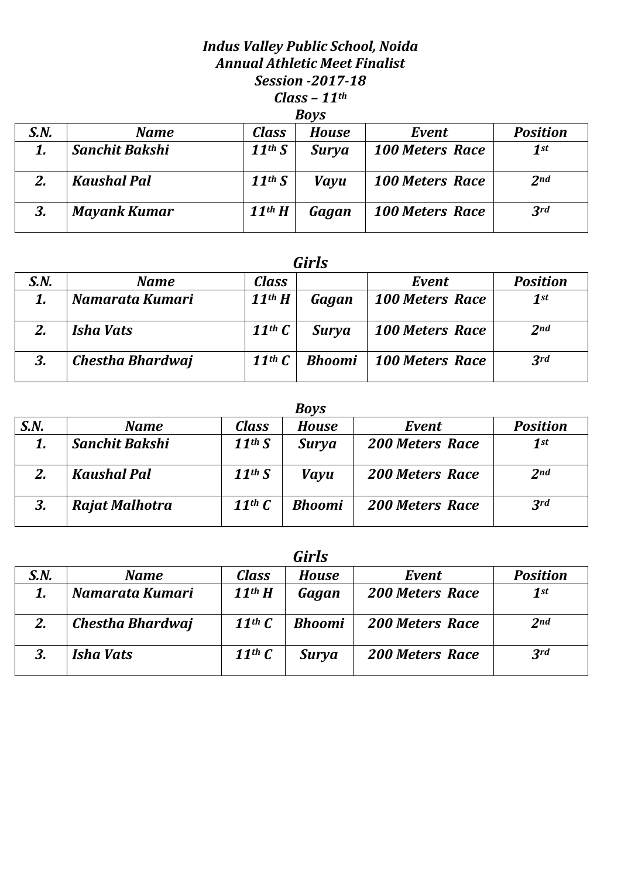***Indus Valley Public School, Noida***
***Annual Athletic Meet Finalist***
***Session -2017-18***
***Class – 11th***

***Boys***

| S.N. | Name | Class | House | Event | Position |
|---|---|---|---|---|---|
| 1. | Sanchit Bakshi | 11th S | Surya | 100 Meters Race | 1st |
| 2. | Kaushal Pal | 11th S | Vayu | 100 Meters Race | 2nd |
| 3. | Mayank Kumar | 11th H | Gagan | 100 Meters Race | 3rd |

***Girls***

| S.N. | Name | Class | | Event | Position |
|---|---|---|---|---|---|
| 1. | Namarata Kumari | 11th H | Gagan | 100 Meters Race | 1st |
| 2. | Isha Vats | 11th C | Surya | 100 Meters Race | 2nd |
| 3. | Chestha Bhardwaj | 11th C | Bhoomi | 100 Meters Race | 3rd |

***Boys***

| S.N. | Name | Class | House | Event | Position |
|---|---|---|---|---|---|
| 1. | Sanchit Bakshi | 11th S | Surya | 200 Meters Race | 1st |
| 2. | Kaushal Pal | 11th S | Vayu | 200 Meters Race | 2nd |
| 3. | Rajat Malhotra | 11th C | Bhoomi | 200 Meters Race | 3rd |

***Girls***

| S.N. | Name | Class | House | Event | Position |
|---|---|---|---|---|---|
| 1. | Namarata Kumari | 11th H | Gagan | 200 Meters Race | 1st |
| 2. | Chestha Bhardwaj | 11th C | Bhoomi | 200 Meters Race | 2nd |
| 3. | Isha Vats | 11th C | Surya | 200 Meters Race | 3rd |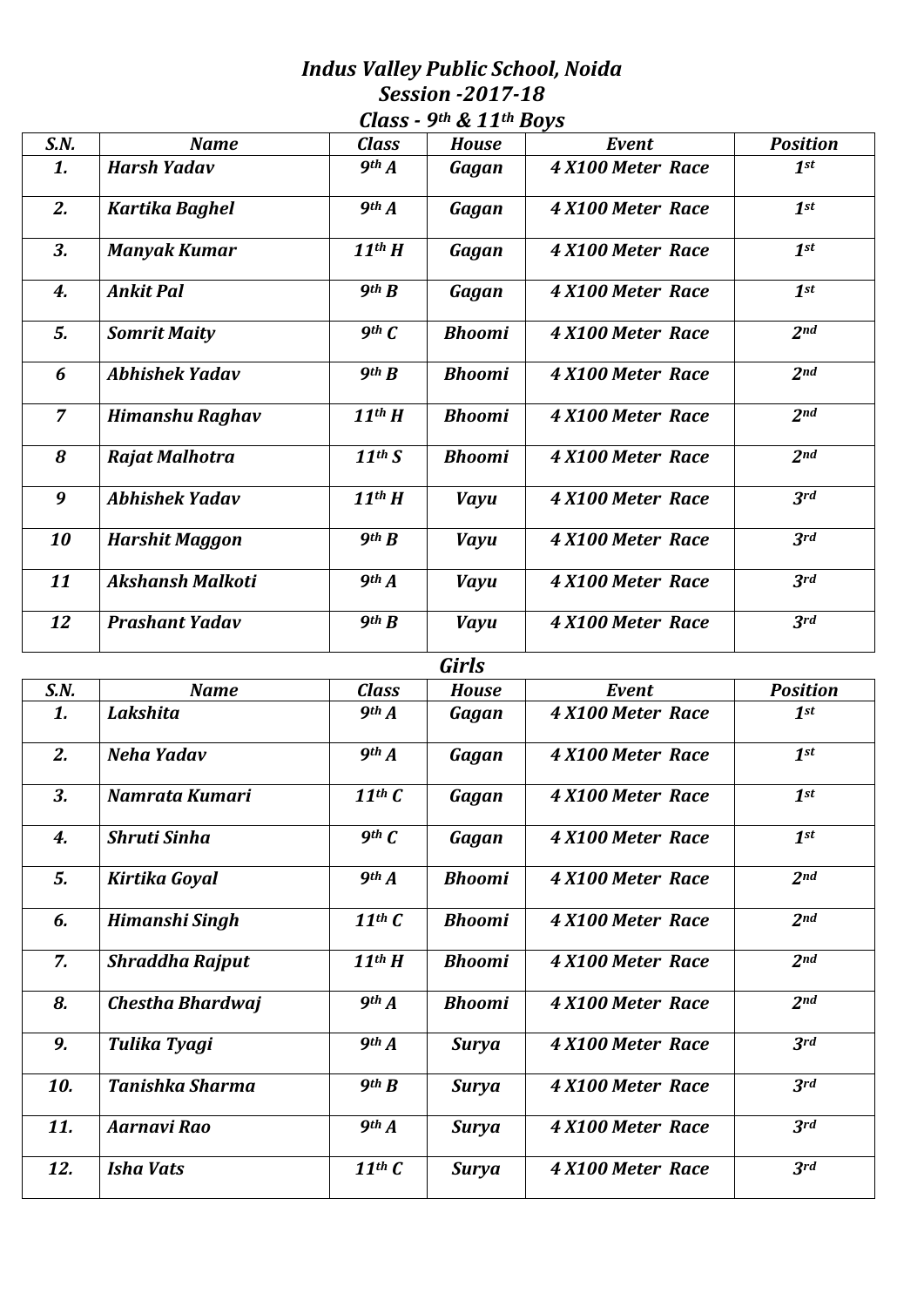# *Indus Valley Public School, Noida*

## *Session -2017-18*

### *Class - 9th & 11th Boys*

| S.N. | Name | Class | House | Event | Position |
|---|---|---|---|---|---|
| 1. | Harsh Yadav | 9th A | Gagan | 4 X100 Meter Race | 1st |
| 2. | Kartika Baghel | 9th A | Gagan | 4 X100 Meter Race | 1st |
| 3. | Manyak Kumar | 11th H | Gagan | 4 X100 Meter Race | 1st |
| 4. | Ankit Pal | 9th B | Gagan | 4 X100 Meter Race | 1st |
| 5. | Somrit Maity | 9th C | Bhoomi | 4 X100 Meter Race | 2nd |
| 6 | Abhishek Yadav | 9th B | Bhoomi | 4 X100 Meter Race | 2nd |
| 7 | Himanshu Raghav | 11th H | Bhoomi | 4 X100 Meter Race | 2nd |
| 8 | Rajat Malhotra | 11th S | Bhoomi | 4 X100 Meter Race | 2nd |
| 9 | Abhishek Yadav | 11th H | Vayu | 4 X100 Meter Race | 3rd |
| 10 | Harshit Maggon | 9th B | Vayu | 4 X100 Meter Race | 3rd |
| 11 | Akshansh Malkoti | 9th A | Vayu | 4 X100 Meter Race | 3rd |
| 12 | Prashant Yadav | 9th B | Vayu | 4 X100 Meter Race | 3rd |

### *Girls*

| S.N. | Name | Class | House | Event | Position |
|---|---|---|---|---|---|
| 1. | Lakshita | 9th A | Gagan | 4 X100 Meter Race | 1st |
| 2. | Neha Yadav | 9th A | Gagan | 4 X100 Meter Race | 1st |
| 3. | Namrata Kumari | 11th C | Gagan | 4 X100 Meter Race | 1st |
| 4. | Shruti Sinha | 9th C | Gagan | 4 X100 Meter Race | 1st |
| 5. | Kirtika Goyal | 9th A | Bhoomi | 4 X100 Meter Race | 2nd |
| 6. | Himanshi Singh | 11th C | Bhoomi | 4 X100 Meter Race | 2nd |
| 7. | Shraddha Rajput | 11th H | Bhoomi | 4 X100 Meter Race | 2nd |
| 8. | Chestha Bhardwaj | 9th A | Bhoomi | 4 X100 Meter Race | 2nd |
| 9. | Tulika Tyagi | 9th A | Surya | 4 X100 Meter Race | 3rd |
| 10. | Tanishka Sharma | 9th B | Surya | 4 X100 Meter Race | 3rd |
| 11. | Aarnavi Rao | 9th A | Surya | 4 X100 Meter Race | 3rd |
| 12. | Isha Vats | 11th C | Surya | 4 X100 Meter Race | 3rd |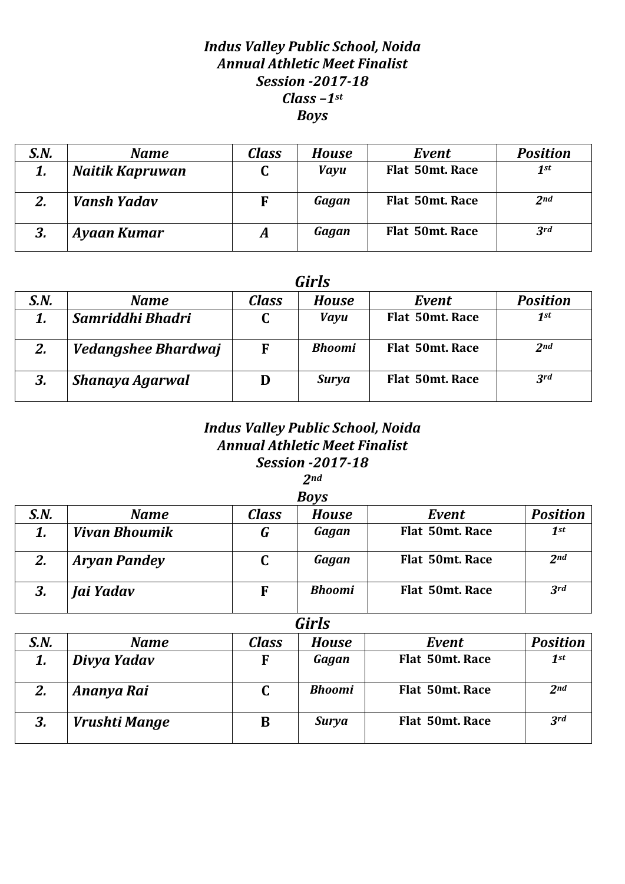***Indus Valley Public School, Noida***
***Annual Athletic Meet Finalist***
***Session -2017-18***
***Class –1st***
***Boys***

| S.N. | Name | Class | House | Event | Position |
|---|---|---|---|---|---|
| 1. | Naitik Kapruwan | C | Vayu | Flat 50mt. Race | 1st |
| 2. | Vansh Yadav | F | Gagan | Flat 50mt. Race | 2nd |
| 3. | Ayaan Kumar | A | Gagan | Flat 50mt. Race | 3rd |

***Girls***

| S.N. | Name | Class | House | Event | Position |
|---|---|---|---|---|---|
| 1. | Samriddhi Bhadri | C | Vayu | Flat 50mt. Race | 1st |
| 2. | Vedangshee Bhardwaj | F | Bhoomi | Flat 50mt. Race | 2nd |
| 3. | Shanaya Agarwal | D | Surya | Flat 50mt. Race | 3rd |

***Indus Valley Public School, Noida***
***Annual Athletic Meet Finalist***
***Session -2017-18***
***2nd***
***Boys***

| S.N. | Name | Class | House | Event | Position |
|---|---|---|---|---|---|
| 1. | Vivan Bhoumik | G | Gagan | Flat 50mt. Race | 1st |
| 2. | Aryan Pandey | C | Gagan | Flat 50mt. Race | 2nd |
| 3. | Jai Yadav | F | Bhoomi | Flat 50mt. Race | 3rd |

***Girls***

| S.N. | Name | Class | House | Event | Position |
|---|---|---|---|---|---|
| 1. | Divya Yadav | F | Gagan | Flat 50mt. Race | 1st |
| 2. | Ananya Rai | C | Bhoomi | Flat 50mt. Race | 2nd |
| 3. | Vrushti Mange | B | Surya | Flat 50mt. Race | 3rd |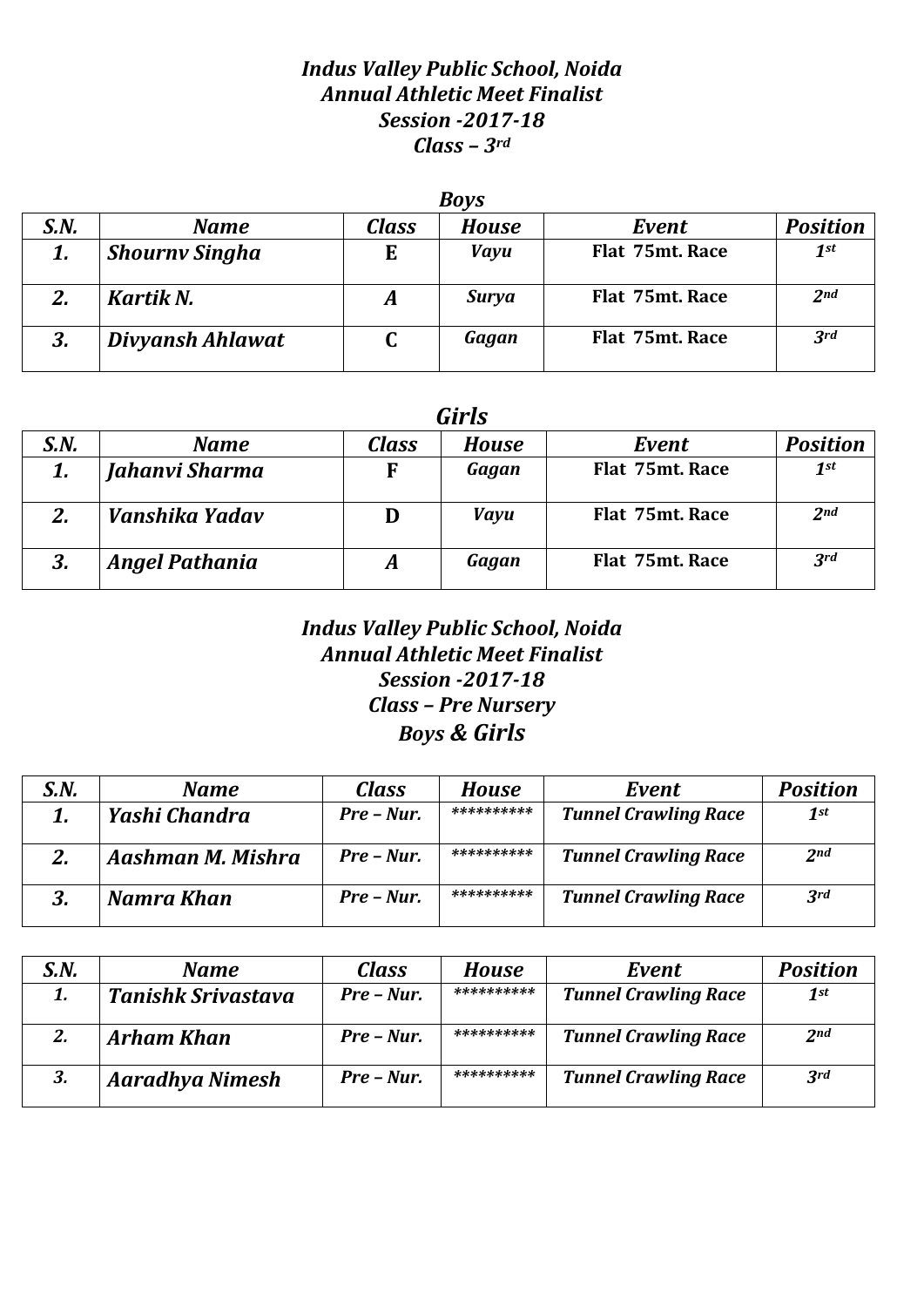***Indus Valley Public School, Noida***
***Annual Athletic Meet Finalist***
***Session -2017-18***
***Class – 3rd***

***Boys***

| S.N. | Name | Class | House | Event | Position |
|---|---|---|---|---|---|
| 1. | Shournv Singha | E | Vayu | Flat 75mt. Race | 1st |
| 2. | Kartik N. | A | Surya | Flat 75mt. Race | 2nd |
| 3. | Divyansh Ahlawat | C | Gagan | Flat 75mt. Race | 3rd |

***Girls***

| S.N. | Name | Class | House | Event | Position |
|---|---|---|---|---|---|
| 1. | Jahanvi Sharma | F | Gagan | Flat 75mt. Race | 1st |
| 2. | Vanshika Yadav | D | Vayu | Flat 75mt. Race | 2nd |
| 3. | Angel Pathania | A | Gagan | Flat 75mt. Race | 3rd |

***Indus Valley Public School, Noida***
***Annual Athletic Meet Finalist***
***Session -2017-18***
***Class – Pre Nursery***
***Boys & Girls***

| S.N. | Name | Class | House | Event | Position |
|---|---|---|---|---|---|
| 1. | Yashi Chandra | Pre – Nur. | ********** | Tunnel Crawling Race | 1st |
| 2. | Aashman M. Mishra | Pre – Nur. | ********** | Tunnel Crawling Race | 2nd |
| 3. | Namra Khan | Pre – Nur. | ********** | Tunnel Crawling Race | 3rd |

| S.N. | Name | Class | House | Event | Position |
|---|---|---|---|---|---|
| 1. | Tanishk Srivastava | Pre – Nur. | ********** | Tunnel Crawling Race | 1st |
| 2. | Arham Khan | Pre – Nur. | ********** | Tunnel Crawling Race | 2nd |
| 3. | Aaradhya Nimesh | Pre – Nur. | ********** | Tunnel Crawling Race | 3rd |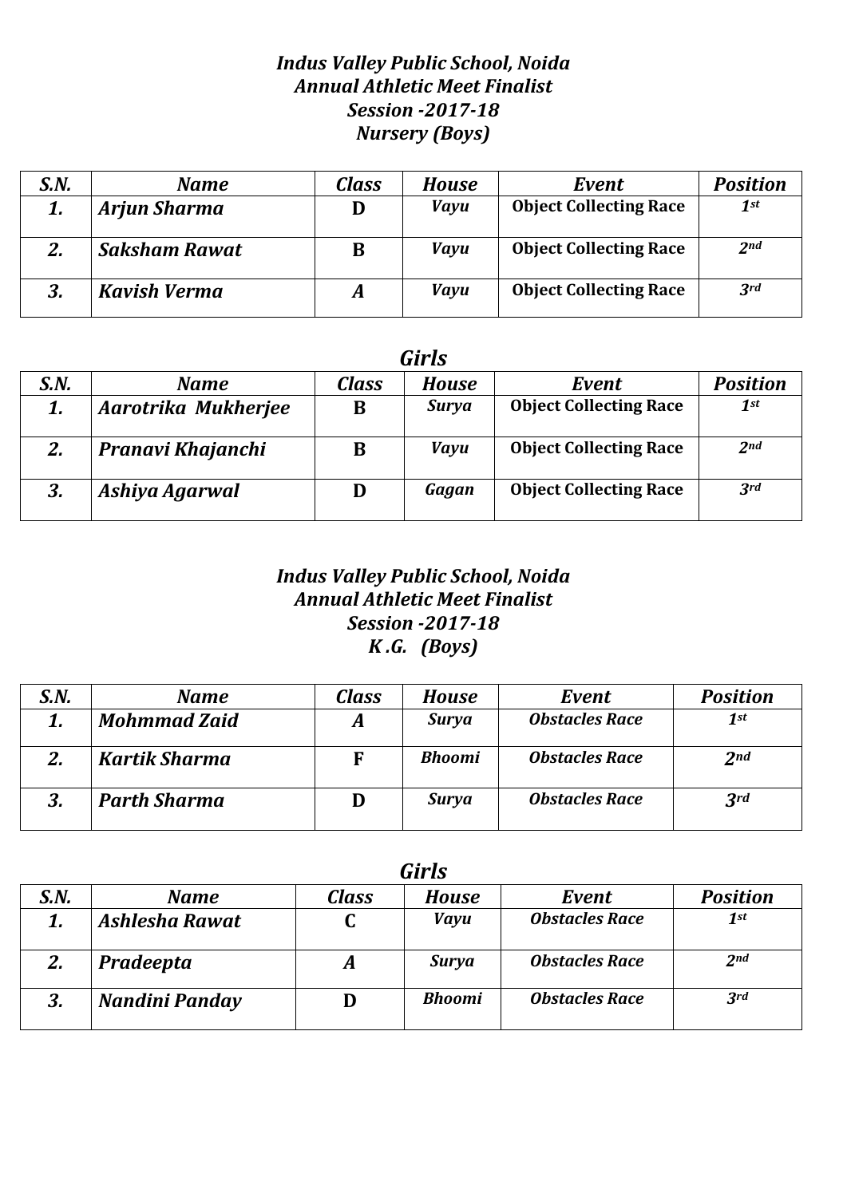***Indus Valley Public School, Noida***
***Annual Athletic Meet Finalist***
***Session -2017-18***
***Nursery (Boys)***

| *S.N.* | *Name* | *Class* | *House* | *Event* | *Position* |
|---|---|---|---|---|---|
| *1.* | *Arjun Sharma* | D | *Vayu* | **Object Collecting Race** | *1st* |
| *2.* | *Saksham Rawat* | B | *Vayu* | **Object Collecting Race** | *2nd* |
| *3.* | *Kavish Verma* | *A* | *Vayu* | **Object Collecting Race** | *3rd* |

***Girls***

| *S.N.* | *Name* | *Class* | *House* | *Event* | *Position* |
|---|---|---|---|---|---|
| *1.* | *Aarotrika Mukherjee* | B | *Surya* | **Object Collecting Race** | *1st* |
| *2.* | *Pranavi Khajanchi* | B | *Vayu* | **Object Collecting Race** | *2nd* |
| *3.* | *Ashiya Agarwal* | D | *Gagan* | **Object Collecting Race** | *3rd* |

***Indus Valley Public School, Noida***
***Annual Athletic Meet Finalist***
***Session -2017-18***
***K .G. (Boys)***

| *S.N.* | *Name* | *Class* | *House* | *Event* | *Position* |
|---|---|---|---|---|---|
| *1.* | *Mohmmad Zaid* | *A* | *Surya* | *Obstacles Race* | *1st* |
| *2.* | *Kartik Sharma* | F | *Bhoomi* | *Obstacles Race* | *2nd* |
| *3.* | *Parth Sharma* | D | *Surya* | *Obstacles Race* | *3rd* |

***Girls***

| *S.N.* | *Name* | *Class* | *House* | *Event* | *Position* |
|---|---|---|---|---|---|
| *1.* | *Ashlesha Rawat* | C | *Vayu* | *Obstacles Race* | *1st* |
| *2.* | *Pradeepta* | *A* | *Surya* | *Obstacles Race* | *2nd* |
| *3.* | *Nandini Panday* | D | *Bhoomi* | *Obstacles Race* | *3rd* |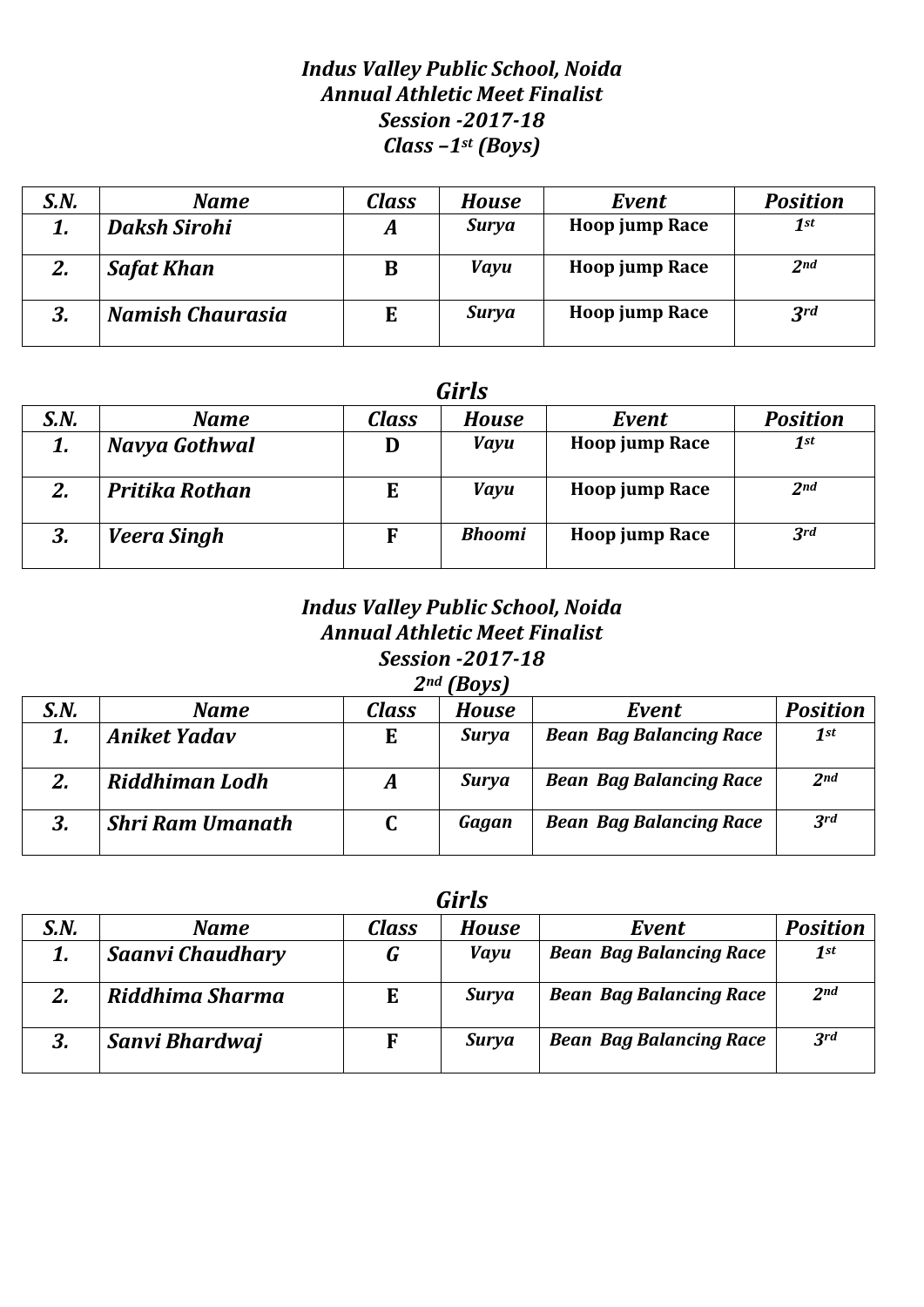***Indus Valley Public School, Noida***
***Annual Athletic Meet Finalist***
***Session -2017-18***
***Class –1st (Boys)***

| *S.N.* | *Name* | *Class* | *House* | *Event* | *Position* |
|---|---|---|---|---|---|
| *1.* | *Daksh Sirohi* | *A* | *Surya* | Hoop jump Race | *1st* |
| *2.* | *Safat Khan* | B | *Vayu* | Hoop jump Race | *2nd* |
| *3.* | *Namish Chaurasia* | E | *Surya* | Hoop jump Race | *3rd* |

***Girls***

| *S.N.* | *Name* | *Class* | *House* | *Event* | *Position* |
|---|---|---|---|---|---|
| *1.* | *Navya Gothwal* | D | *Vayu* | Hoop jump Race | *1st* |
| *2.* | *Pritika Rothan* | E | *Vayu* | Hoop jump Race | *2nd* |
| *3.* | *Veera Singh* | F | *Bhoomi* | Hoop jump Race | *3rd* |

***Indus Valley Public School, Noida***
***Annual Athletic Meet Finalist***
***Session -2017-18***
***2nd (Boys)***

| *S.N.* | *Name* | *Class* | *House* | *Event* | *Position* |
|---|---|---|---|---|---|
| *1.* | *Aniket Yadav* | E | *Surya* | *Bean Bag Balancing Race* | *1st* |
| *2.* | *Riddhiman Lodh* | *A* | *Surya* | *Bean Bag Balancing Race* | *2nd* |
| *3.* | *Shri Ram Umanath* | C | *Gagan* | *Bean Bag Balancing Race* | *3rd* |

***Girls***

| *S.N.* | *Name* | *Class* | *House* | *Event* | *Position* |
|---|---|---|---|---|---|
| *1.* | *Saanvi Chaudhary* | *G* | *Vayu* | *Bean Bag Balancing Race* | *1st* |
| *2.* | *Riddhima Sharma* | E | *Surya* | *Bean Bag Balancing Race* | *2nd* |
| *3.* | *Sanvi Bhardwaj* | F | *Surya* | *Bean Bag Balancing Race* | *3rd* |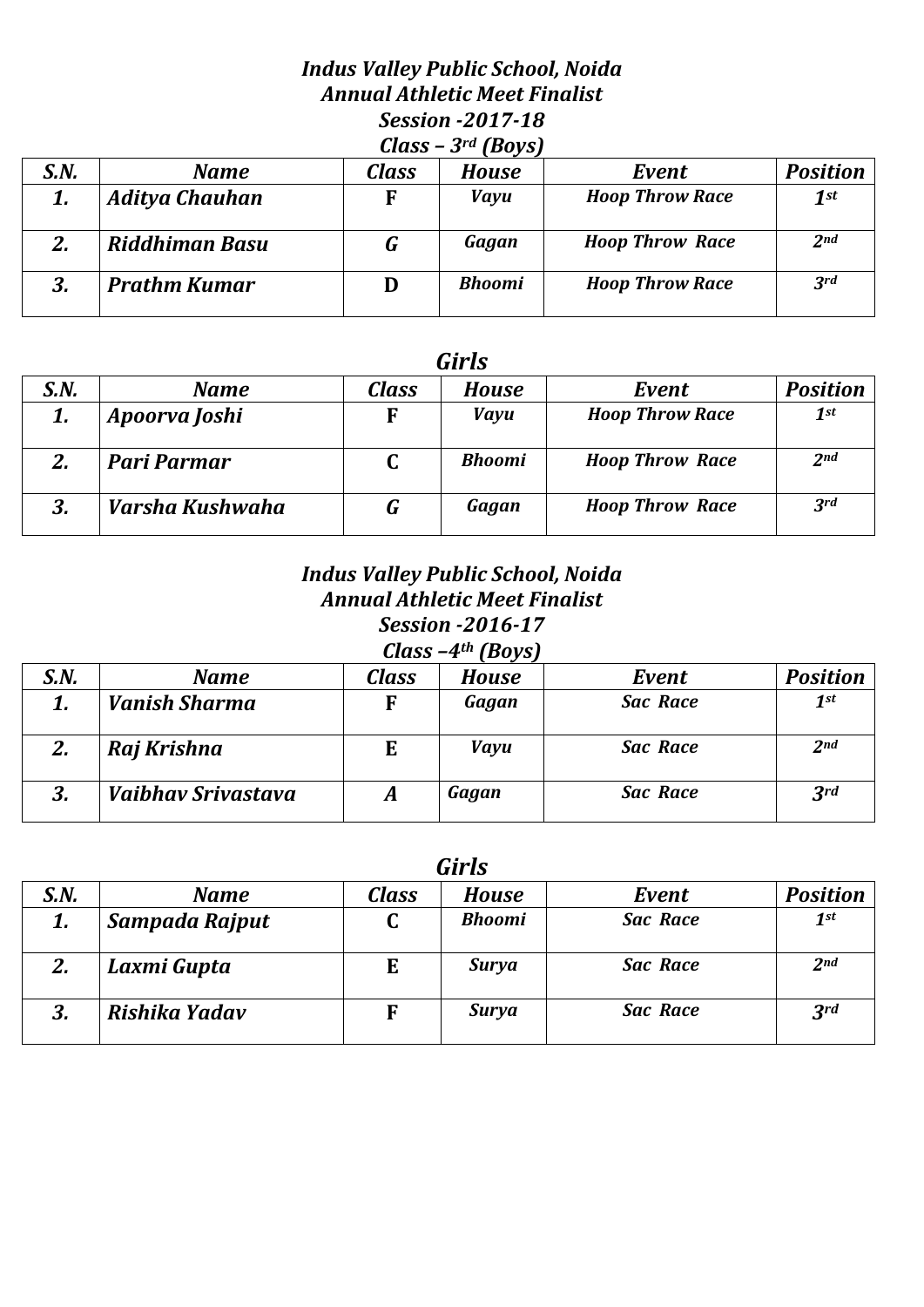***Indus Valley Public School, Noida***
***Annual Athletic Meet Finalist***
***Session -2017-18***
***Class – 3rd (Boys)***

| S.N. | Name | Class | House | Event | Position |
|---|---|---|---|---|---|
| 1. | Aditya Chauhan | F | Vayu | Hoop Throw Race | 1st |
| 2. | Riddhiman Basu | G | Gagan | Hoop Throw Race | 2nd |
| 3. | Prathm Kumar | D | Bhoomi | Hoop Throw Race | 3rd |

***Girls***

| S.N. | Name | Class | House | Event | Position |
|---|---|---|---|---|---|
| 1. | Apoorva Joshi | F | Vayu | Hoop Throw Race | 1st |
| 2. | Pari Parmar | C | Bhoomi | Hoop Throw Race | 2nd |
| 3. | Varsha Kushwaha | G | Gagan | Hoop Throw Race | 3rd |

***Indus Valley Public School, Noida***
***Annual Athletic Meet Finalist***
***Session -2016-17***
***Class –4th (Boys)***

| S.N. | Name | Class | House | Event | Position |
|---|---|---|---|---|---|
| 1. | Vanish Sharma | F | Gagan | Sac Race | 1st |
| 2. | Raj Krishna | E | Vayu | Sac Race | 2nd |
| 3. | Vaibhav Srivastava | A | Gagan | Sac Race | 3rd |

***Girls***

| S.N. | Name | Class | House | Event | Position |
|---|---|---|---|---|---|
| 1. | Sampada Rajput | C | Bhoomi | Sac Race | 1st |
| 2. | Laxmi Gupta | E | Surya | Sac Race | 2nd |
| 3. | Rishika Yadav | F | Surya | Sac Race | 3rd |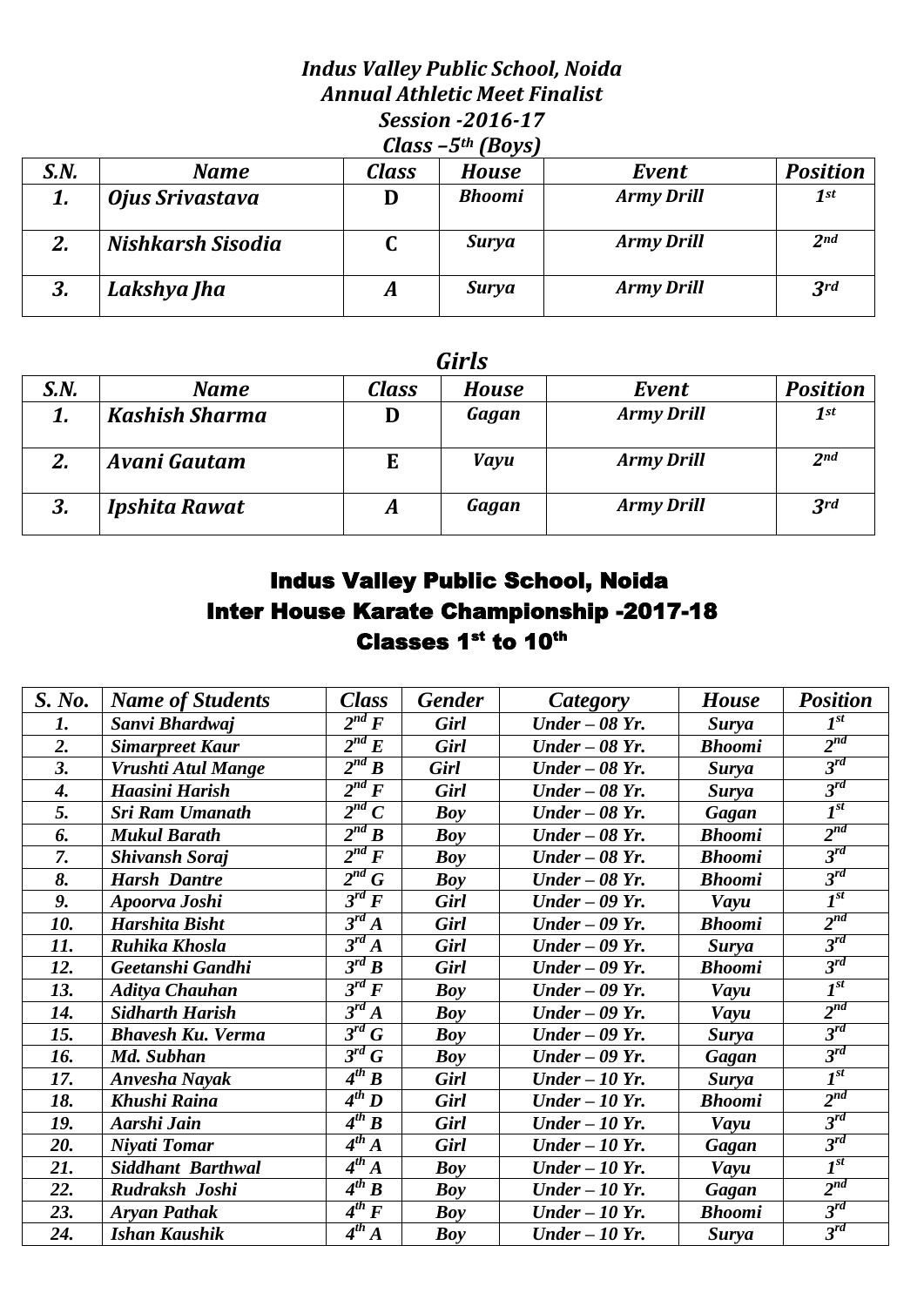# *Indus Valley Public School, Noida*
## *Annual Athletic Meet Finalist*
### *Session -2016-17*
### *Class –5th (Boys)*

| *S.N.* | *Name* | *Class* | *House* | *Event* | *Position* |
|---|---|---|---|---|---|
| *1.* | *Ojus Srivastava* | D | *Bhoomi* | *Army Drill* | *1st* |
| *2.* | *Nishkarsh Sisodia* | C | *Surya* | *Army Drill* | *2nd* |
| *3.* | *Lakshya Jha* | *A* | *Surya* | *Army Drill* | *3rd* |

### *Girls*

| *S.N.* | *Name* | *Class* | *House* | *Event* | *Position* |
|---|---|---|---|---|---|
| *1.* | *Kashish Sharma* | D | *Gagan* | *Army Drill* | *1st* |
| *2.* | *Avani Gautam* | E | *Vayu* | *Army Drill* | *2nd* |
| *3.* | *Ipshita Rawat* | *A* | *Gagan* | *Army Drill* | *3rd* |

# Indus Valley Public School, Noida
## Inter House Karate Championship -2017-18
### Classes 1st to 10th

| *S. No.* | *Name of Students* | *Class* | *Gender* | *Category* | *House* | *Position* |
|---|---|---|---|---|---|---|
| *1.* | *Sanvi Bhardwaj* | *2nd F* | *Girl* | *Under – 08 Yr.* | *Surya* | *1st* |
| *2.* | *Simarpreet Kaur* | *2nd E* | *Girl* | *Under – 08 Yr.* | *Bhoomi* | *2nd* |
| *3.* | *Vrushti Atul Mange* | *2nd B* | *Girl* | *Under – 08 Yr.* | *Surya* | *3rd* |
| *4.* | *Haasini Harish* | *2nd F* | *Girl* | *Under – 08 Yr.* | *Surya* | *3rd* |
| *5.* | *Sri Ram Umanath* | *2nd C* | *Boy* | *Under – 08 Yr.* | *Gagan* | *1st* |
| *6.* | *Mukul Barath* | *2nd B* | *Boy* | *Under – 08 Yr.* | *Bhoomi* | *2nd* |
| *7.* | *Shivansh Soraj* | *2nd F* | *Boy* | *Under – 08 Yr.* | *Bhoomi* | *3rd* |
| *8.* | *Harsh Dantre* | *2nd G* | *Boy* | *Under – 08 Yr.* | *Bhoomi* | *3rd* |
| *9.* | *Apoorva Joshi* | *3rd F* | *Girl* | *Under – 09 Yr.* | *Vayu* | *1st* |
| *10.* | *Harshita Bisht* | *3rd A* | *Girl* | *Under – 09 Yr.* | *Bhoomi* | *2nd* |
| *11.* | *Ruhika Khosla* | *3rd A* | *Girl* | *Under – 09 Yr.* | *Surya* | *3rd* |
| *12.* | *Geetanshi Gandhi* | *3rd B* | *Girl* | *Under – 09 Yr.* | *Bhoomi* | *3rd* |
| *13.* | *Aditya Chauhan* | *3rd F* | *Boy* | *Under – 09 Yr.* | *Vayu* | *1st* |
| *14.* | *Sidharth Harish* | *3rd A* | *Boy* | *Under – 09 Yr.* | *Vayu* | *2nd* |
| *15.* | *Bhavesh Ku. Verma* | *3rd G* | *Boy* | *Under – 09 Yr.* | *Surya* | *3rd* |
| *16.* | *Md. Subhan* | *3rd G* | *Boy* | *Under – 09 Yr.* | *Gagan* | *3rd* |
| *17.* | *Anvesha Nayak* | *4th B* | *Girl* | *Under – 10 Yr.* | *Surya* | *1st* |
| *18.* | *Khushi Raina* | *4th D* | *Girl* | *Under – 10 Yr.* | *Bhoomi* | *2nd* |
| *19.* | *Aarshi Jain* | *4th B* | *Girl* | *Under – 10 Yr.* | *Vayu* | *3rd* |
| *20.* | *Niyati Tomar* | *4th A* | *Girl* | *Under – 10 Yr.* | *Gagan* | *3rd* |
| *21.* | *Siddhant Barthwal* | *4th A* | *Boy* | *Under – 10 Yr.* | *Vayu* | *1st* |
| *22.* | *Rudraksh Joshi* | *4th B* | *Boy* | *Under – 10 Yr.* | *Gagan* | *2nd* |
| *23.* | *Aryan Pathak* | *4th F* | *Boy* | *Under – 10 Yr.* | *Bhoomi* | *3rd* |
| *24.* | *Ishan Kaushik* | *4th A* | *Boy* | *Under – 10 Yr.* | *Surya* | *3rd* |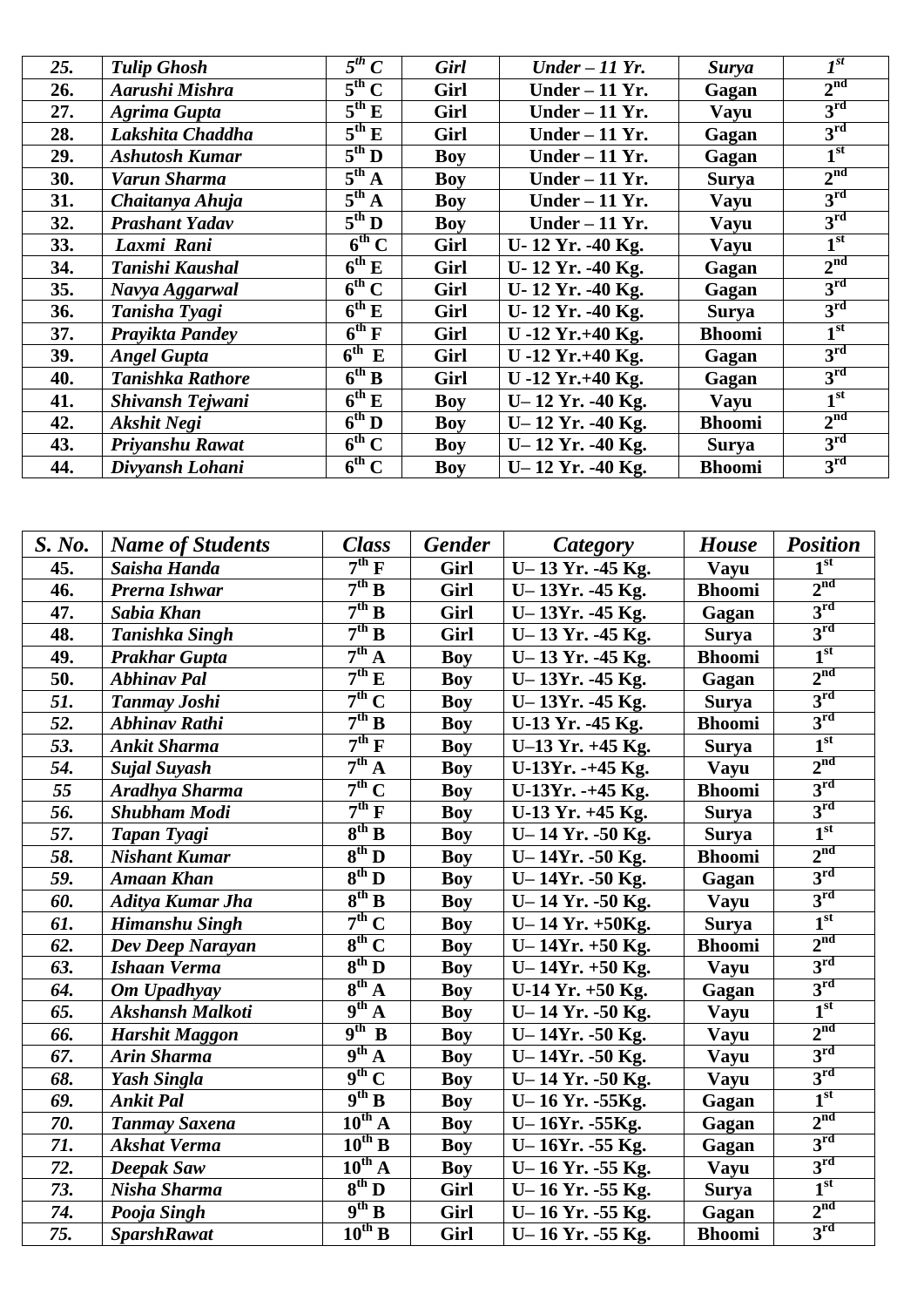| | | | | | | |
|---|---|---|---|---|---|---|
| *25.* | *Tulip Ghosh* | *5th C* | *Girl* | *Under – 11 Yr.* | *Surya* | *1st* |
| **26.** | ***Aarushi Mishra*** | **5th C** | **Girl** | **Under – 11 Yr.** | **Gagan** | **2nd** |
| **27.** | ***Agrima Gupta*** | **5th E** | **Girl** | **Under – 11 Yr.** | **Vayu** | **3rd** |
| **28.** | ***Lakshita Chaddha*** | **5th E** | **Girl** | **Under – 11 Yr.** | **Gagan** | **3rd** |
| **29.** | ***Ashutosh Kumar*** | **5th D** | **Boy** | **Under – 11 Yr.** | **Gagan** | **1st** |
| **30.** | ***Varun Sharma*** | **5th A** | **Boy** | **Under – 11 Yr.** | **Surya** | **2nd** |
| **31.** | ***Chaitanya Ahuja*** | **5th A** | **Boy** | **Under – 11 Yr.** | **Vayu** | **3rd** |
| **32.** | ***Prashant Yadav*** | **5th D** | **Boy** | **Under – 11 Yr.** | **Vayu** | **3rd** |
| **33.** | ***Laxmi Rani*** | **6th C** | **Girl** | **U- 12 Yr. -40 Kg.** | **Vayu** | **1st** |
| **34.** | ***Tanishi Kaushal*** | **6th E** | **Girl** | **U- 12 Yr. -40 Kg.** | **Gagan** | **2nd** |
| **35.** | ***Navya Aggarwal*** | **6th C** | **Girl** | **U- 12 Yr. -40 Kg.** | **Gagan** | **3rd** |
| **36.** | ***Tanisha Tyagi*** | **6th E** | **Girl** | **U- 12 Yr. -40 Kg.** | **Surya** | **3rd** |
| **37.** | ***Prayikta Pandey*** | **6th F** | **Girl** | **U -12 Yr.+40 Kg.** | **Bhoomi** | **1st** |
| **39.** | ***Angel Gupta*** | **6th E** | **Girl** | **U -12 Yr.+40 Kg.** | **Gagan** | **3rd** |
| **40.** | ***Tanishka Rathore*** | **6th B** | **Girl** | **U -12 Yr.+40 Kg.** | **Gagan** | **3rd** |
| **41.** | ***Shivansh Tejwani*** | **6th E** | **Boy** | **U– 12 Yr. -40 Kg.** | **Vayu** | **1st** |
| **42.** | ***Akshit Negi*** | **6th D** | **Boy** | **U– 12 Yr. -40 Kg.** | **Bhoomi** | **2nd** |
| **43.** | ***Priyanshu Rawat*** | **6th C** | **Boy** | **U– 12 Yr. -40 Kg.** | **Surya** | **3rd** |
| **44.** | ***Divyansh Lohani*** | **6th C** | **Boy** | **U– 12 Yr. -40 Kg.** | **Bhoomi** | **3rd** |

| *S. No.* | *Name of Students* | *Class* | *Gender* | *Category* | *House* | *Position* |
|---|---|---|---|---|---|---|
| **45.** | ***Saisha Handa*** | **7th F** | **Girl** | **U– 13 Yr. -45 Kg.** | **Vayu** | **1st** |
| **46.** | ***Prerna Ishwar*** | **7th B** | **Girl** | **U– 13Yr. -45 Kg.** | **Bhoomi** | **2nd** |
| **47.** | ***Sabia Khan*** | **7th B** | **Girl** | **U– 13Yr. -45 Kg.** | **Gagan** | **3rd** |
| **48.** | ***Tanishka Singh*** | **7th B** | **Girl** | **U– 13 Yr. -45 Kg.** | **Surya** | **3rd** |
| **49.** | ***Prakhar Gupta*** | **7th A** | **Boy** | **U– 13 Yr. -45 Kg.** | **Bhoomi** | **1st** |
| **50.** | ***Abhinav Pal*** | **7th E** | **Boy** | **U– 13Yr. -45 Kg.** | **Gagan** | **2nd** |
| ***51.*** | ***Tanmay Joshi*** | **7th C** | **Boy** | **U– 13Yr. -45 Kg.** | **Surya** | **3rd** |
| ***52.*** | ***Abhinav Rathi*** | **7th B** | **Boy** | **U-13 Yr. -45 Kg.** | **Bhoomi** | **3rd** |
| ***53.*** | ***Ankit Sharma*** | **7th F** | **Boy** | **U–13 Yr. +45 Kg.** | **Surya** | **1st** |
| ***54.*** | ***Sujal Suyash*** | **7th A** | **Boy** | **U-13Yr. -+45 Kg.** | **Vayu** | **2nd** |
| ***55*** | ***Aradhya Sharma*** | **7th C** | **Boy** | **U-13Yr. -+45 Kg.** | **Bhoomi** | **3rd** |
| ***56.*** | ***Shubham Modi*** | **7th F** | **Boy** | **U-13 Yr. +45 Kg.** | **Surya** | **3rd** |
| ***57.*** | ***Tapan Tyagi*** | **8th B** | **Boy** | **U– 14 Yr. -50 Kg.** | **Surya** | **1st** |
| ***58.*** | ***Nishant Kumar*** | **8th D** | **Boy** | **U– 14Yr. -50 Kg.** | **Bhoomi** | **2nd** |
| ***59.*** | ***Amaan Khan*** | **8th D** | **Boy** | **U– 14Yr. -50 Kg.** | **Gagan** | **3rd** |
| ***60.*** | ***Aditya Kumar Jha*** | **8th B** | **Boy** | **U– 14 Yr. -50 Kg.** | **Vayu** | **3rd** |
| ***61.*** | ***Himanshu Singh*** | **7th C** | **Boy** | **U– 14 Yr. +50Kg.** | **Surya** | **1st** |
| ***62.*** | ***Dev Deep Narayan*** | **8th C** | **Boy** | **U– 14Yr. +50 Kg.** | **Bhoomi** | **2nd** |
| ***63.*** | ***Ishaan Verma*** | **8th D** | **Boy** | **U– 14Yr. +50 Kg.** | **Vayu** | **3rd** |
| ***64.*** | ***Om Upadhyay*** | **8th A** | **Boy** | **U-14 Yr. +50 Kg.** | **Gagan** | **3rd** |
| ***65.*** | ***Akshansh Malkoti*** | **9th A** | **Boy** | **U– 14 Yr. -50 Kg.** | **Vayu** | **1st** |
| ***66.*** | ***Harshit Maggon*** | **9th B** | **Boy** | **U– 14Yr. -50 Kg.** | **Vayu** | **2nd** |
| ***67.*** | ***Arin Sharma*** | **9th A** | **Boy** | **U– 14Yr. -50 Kg.** | **Vayu** | **3rd** |
| ***68.*** | ***Yash Singla*** | **9th C** | **Boy** | **U– 14 Yr. -50 Kg.** | **Vayu** | **3rd** |
| ***69.*** | ***Ankit Pal*** | **9th B** | **Boy** | **U– 16 Yr. -55Kg.** | **Gagan** | **1st** |
| ***70.*** | ***Tanmay Saxena*** | **10th A** | **Boy** | **U– 16Yr. -55Kg.** | **Gagan** | **2nd** |
| ***71.*** | ***Akshat Verma*** | **10th B** | **Boy** | **U– 16Yr. -55 Kg.** | **Gagan** | **3rd** |
| ***72.*** | ***Deepak Saw*** | **10th A** | **Boy** | **U– 16 Yr. -55 Kg.** | **Vayu** | **3rd** |
| ***73.*** | ***Nisha Sharma*** | **8th D** | **Girl** | **U– 16 Yr. -55 Kg.** | **Surya** | **1st** |
| ***74.*** | ***Pooja Singh*** | **9th B** | **Girl** | **U– 16 Yr. -55 Kg.** | **Gagan** | **2nd** |
| ***75.*** | ***SparshRawat*** | **10th B** | **Girl** | **U– 16 Yr. -55 Kg.** | **Bhoomi** | **3rd** |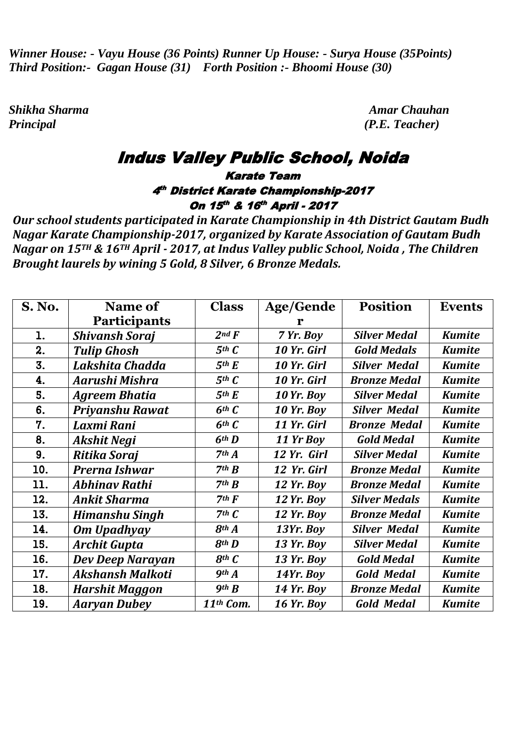*Winner House: - Vayu House (36 Points) Runner Up House: - Surya House (35Points)*
*Third Position:- Gagan House (31) Forth Position :- Bhoomi House (30)*

*Shikha Sharma*
*Principal*

*Amar Chauhan*
*(P.E. Teacher)*

# Indus Valley Public School, Noida

## Karate Team

### 4th District Karate Championship-2017

### On 15th & 16th April - 2017

***Our school students participated in Karate Championship in 4th District Gautam Budh Nagar Karate Championship-2017, organized by Karate Association of Gautam Budh Nagar on 15TH & 16TH April - 2017, at Indus Valley public School, Noida , The Children Brought laurels by wining 5 Gold, 8 Silver, 6 Bronze Medals.***

| S. No. | Name of Participants | Class | Age/Gender | Position | Events |
|---|---|---|---|---|---|
| 1. | *Shivansh Soraj* | *2nd F* | *7 Yr. Boy* | *Silver Medal* | *Kumite* |
| 2. | *Tulip Ghosh* | *5th C* | *10 Yr. Girl* | *Gold Medals* | *Kumite* |
| 3. | *Lakshita Chadda* | *5th E* | *10 Yr. Girl* | *Silver Medal* | *Kumite* |
| 4. | *Aarushi Mishra* | *5th C* | *10 Yr. Girl* | *Bronze Medal* | *Kumite* |
| 5. | *Agreem Bhatia* | *5th E* | *10 Yr. Boy* | *Silver Medal* | *Kumite* |
| 6. | *Priyanshu Rawat* | *6th C* | *10 Yr. Boy* | *Silver Medal* | *Kumite* |
| 7. | *Laxmi Rani* | *6th C* | *11 Yr. Girl* | *Bronze Medal* | *Kumite* |
| 8. | *Akshit Negi* | *6th D* | *11 Yr Boy* | *Gold Medal* | *Kumite* |
| 9. | *Ritika Soraj* | *7th A* | *12 Yr. Girl* | *Silver Medal* | *Kumite* |
| 10. | *Prerna Ishwar* | *7th B* | *12 Yr. Girl* | *Bronze Medal* | *Kumite* |
| 11. | *Abhinav Rathi* | *7th B* | *12 Yr. Boy* | *Bronze Medal* | *Kumite* |
| 12. | *Ankit Sharma* | *7th F* | *12 Yr. Boy* | *Silver Medals* | *Kumite* |
| 13. | *Himanshu Singh* | *7th C* | *12 Yr. Boy* | *Bronze Medal* | *Kumite* |
| 14. | *Om Upadhyay* | *8th A* | *13Yr. Boy* | *Silver Medal* | *Kumite* |
| 15. | *Archit Gupta* | *8th D* | *13 Yr. Boy* | *Silver Medal* | *Kumite* |
| 16. | *Dev Deep Narayan* | *8th C* | *13 Yr. Boy* | *Gold Medal* | *Kumite* |
| 17. | *Akshansh Malkoti* | *9th A* | *14Yr. Boy* | *Gold Medal* | *Kumite* |
| 18. | *Harshit Maggon* | *9th B* | *14 Yr. Boy* | *Bronze Medal* | *Kumite* |
| 19. | *Aaryan Dubey* | *11th Com.* | *16 Yr. Boy* | *Gold Medal* | *Kumite* |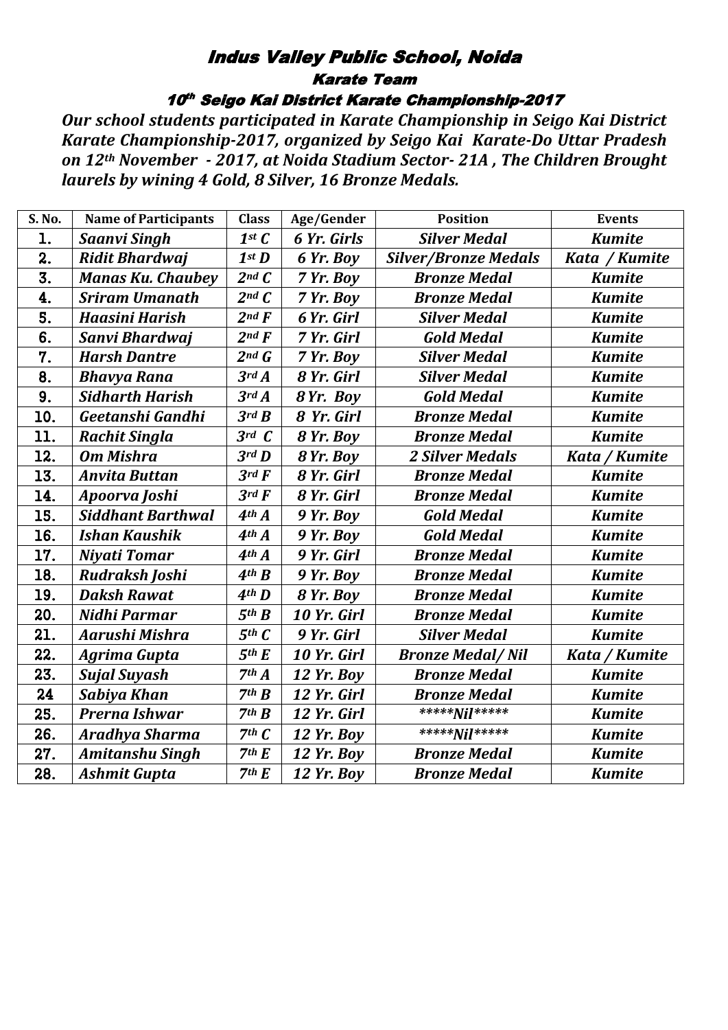# Indus Valley Public School, Noida

## Karate Team

### 10th Seigo Kai District Karate Championship-2017

***Our school students participated in Karate Championship in Seigo Kai District Karate Championship-2017, organized by Seigo Kai Karate-Do Uttar Pradesh on 12th November - 2017, at Noida Stadium Sector- 21A , The Children Brought laurels by wining 4 Gold, 8 Silver, 16 Bronze Medals.***

| S. No. | Name of Participants | Class | Age/Gender | Position | Events |
|---|---|---|---|---|---|
| 1. | *Saanvi Singh* | *1st C* | *6 Yr. Girls* | *Silver Medal* | *Kumite* |
| 2. | *Ridit Bhardwaj* | *1st D* | *6 Yr. Boy* | *Silver/Bronze Medals* | *Kata / Kumite* |
| 3. | *Manas Ku. Chaubey* | *2nd C* | *7 Yr. Boy* | *Bronze Medal* | *Kumite* |
| 4. | *Sriram Umanath* | *2nd C* | *7 Yr. Boy* | *Bronze Medal* | *Kumite* |
| 5. | *Haasini Harish* | *2nd F* | *6 Yr. Girl* | *Silver Medal* | *Kumite* |
| 6. | *Sanvi Bhardwaj* | *2nd F* | *7 Yr. Girl* | *Gold Medal* | *Kumite* |
| 7. | *Harsh Dantre* | *2nd G* | *7 Yr. Boy* | *Silver Medal* | *Kumite* |
| 8. | *Bhavya Rana* | *3rd A* | *8 Yr. Girl* | *Silver Medal* | *Kumite* |
| 9. | *Sidharth Harish* | *3rd A* | *8 Yr. Boy* | *Gold Medal* | *Kumite* |
| 10. | *Geetanshi Gandhi* | *3rd B* | *8 Yr. Girl* | *Bronze Medal* | *Kumite* |
| 11. | *Rachit Singla* | *3rd C* | *8 Yr. Boy* | *Bronze Medal* | *Kumite* |
| 12. | *Om Mishra* | *3rd D* | *8 Yr. Boy* | *2 Silver Medals* | *Kata / Kumite* |
| 13. | *Anvita Buttan* | *3rd F* | *8 Yr. Girl* | *Bronze Medal* | *Kumite* |
| 14. | *Apoorva Joshi* | *3rd F* | *8 Yr. Girl* | *Bronze Medal* | *Kumite* |
| 15. | *Siddhant Barthwal* | *4th A* | *9 Yr. Boy* | *Gold Medal* | *Kumite* |
| 16. | *Ishan Kaushik* | *4th A* | *9 Yr. Boy* | *Gold Medal* | *Kumite* |
| 17. | *Niyati Tomar* | *4th A* | *9 Yr. Girl* | *Bronze Medal* | *Kumite* |
| 18. | *Rudraksh Joshi* | *4th B* | *9 Yr. Boy* | *Bronze Medal* | *Kumite* |
| 19. | *Daksh Rawat* | *4th D* | *8 Yr. Boy* | *Bronze Medal* | *Kumite* |
| 20. | *Nidhi Parmar* | *5th B* | *10 Yr. Girl* | *Bronze Medal* | *Kumite* |
| 21. | *Aarushi Mishra* | *5th C* | *9 Yr. Girl* | *Silver Medal* | *Kumite* |
| 22. | *Agrima Gupta* | *5th E* | *10 Yr. Girl* | *Bronze Medal/ Nil* | *Kata / Kumite* |
| 23. | *Sujal Suyash* | *7th A* | *12 Yr. Boy* | *Bronze Medal* | *Kumite* |
| 24 | *Sabiya Khan* | *7th B* | *12 Yr. Girl* | *Bronze Medal* | *Kumite* |
| 25. | *Prerna Ishwar* | *7th B* | *12 Yr. Girl* | *\*\*\*\*\*Nil\*\*\*\*\** | *Kumite* |
| 26. | *Aradhya Sharma* | *7th C* | *12 Yr. Boy* | *\*\*\*\*\*Nil\*\*\*\*\** | *Kumite* |
| 27. | *Amitanshu Singh* | *7th E* | *12 Yr. Boy* | *Bronze Medal* | *Kumite* |
| 28. | *Ashmit Gupta* | *7th E* | *12 Yr. Boy* | *Bronze Medal* | *Kumite* |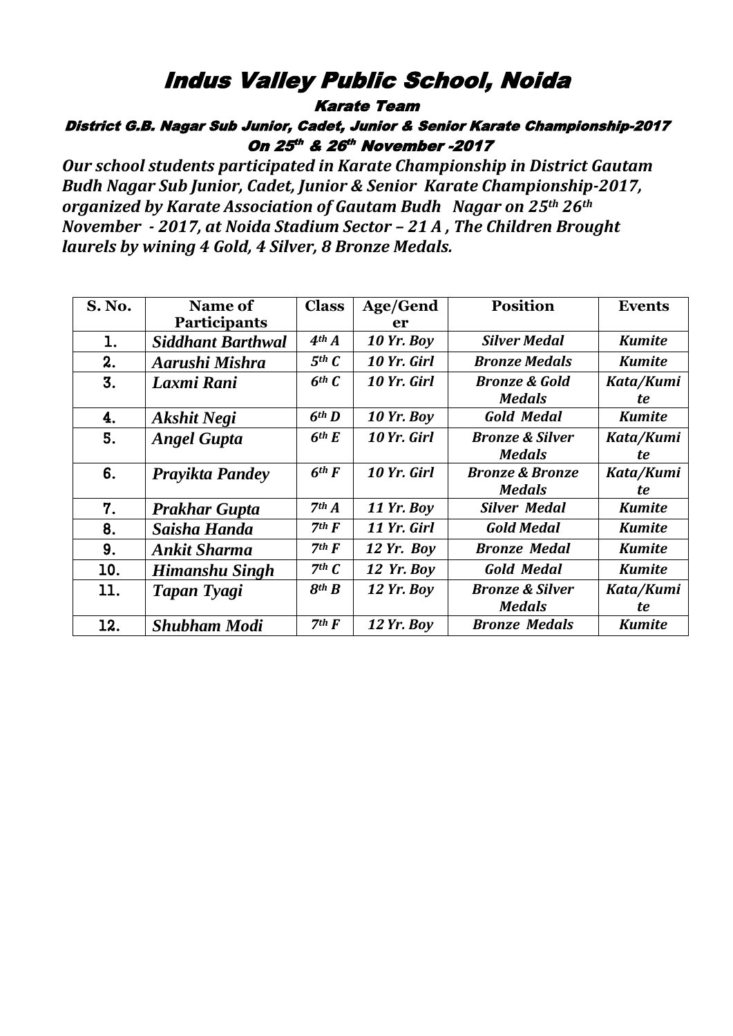# Indus Valley Public School, Noida

## Karate Team

### District G.B. Nagar Sub Junior, Cadet, Junior & Senior Karate Championship-2017

### On 25th & 26th November -2017

***Our school students participated in Karate Championship in District Gautam Budh Nagar Sub Junior, Cadet, Junior & Senior Karate Championship-2017, organized by Karate Association of Gautam Budh Nagar on 25th 26th November - 2017, at Noida Stadium Sector – 21 A , The Children Brought laurels by wining 4 Gold, 4 Silver, 8 Bronze Medals.***

| S. No. | Name of Participants | Class | Age/Gender | Position | Events |
|---|---|---|---|---|---|
| 1. | *Siddhant Barthwal* | *4th A* | *10 Yr. Boy* | *Silver Medal* | *Kumite* |
| 2. | *Aarushi Mishra* | *5th C* | *10 Yr. Girl* | *Bronze Medals* | *Kumite* |
| 3. | *Laxmi Rani* | *6th C* | *10 Yr. Girl* | *Bronze & Gold Medals* | *Kata/Kumite* |
| 4. | *Akshit Negi* | *6th D* | *10 Yr. Boy* | *Gold Medal* | *Kumite* |
| 5. | *Angel Gupta* | *6th E* | *10 Yr. Girl* | *Bronze & Silver Medals* | *Kata/Kumite* |
| 6. | *Prayikta Pandey* | *6th F* | *10 Yr. Girl* | *Bronze & Bronze Medals* | *Kata/Kumite* |
| 7. | *Prakhar Gupta* | *7th A* | *11 Yr. Boy* | *Silver Medal* | *Kumite* |
| 8. | *Saisha Handa* | *7th F* | *11 Yr. Girl* | *Gold Medal* | *Kumite* |
| 9. | *Ankit Sharma* | *7th F* | *12 Yr. Boy* | *Bronze Medal* | *Kumite* |
| 10. | *Himanshu Singh* | *7th C* | *12 Yr. Boy* | *Gold Medal* | *Kumite* |
| 11. | *Tapan Tyagi* | *8th B* | *12 Yr. Boy* | *Bronze & Silver Medals* | *Kata/Kumite* |
| 12. | *Shubham Modi* | *7th F* | *12 Yr. Boy* | *Bronze Medals* | *Kumite* |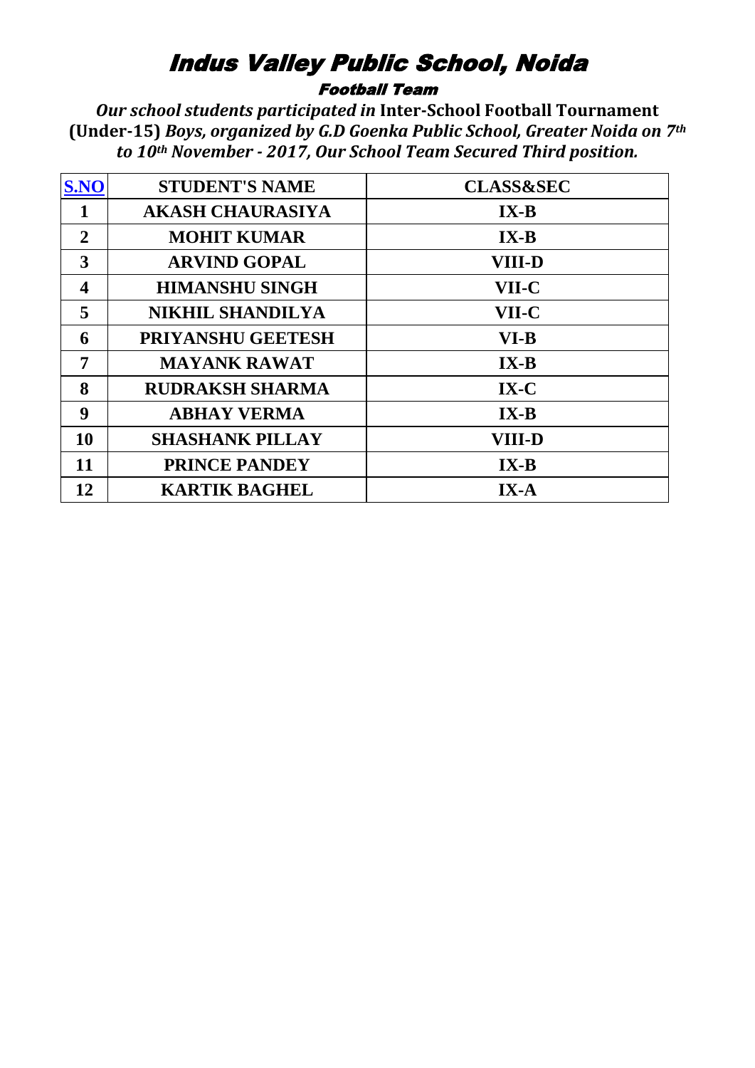# Indus Valley Public School, Noida

## Football Team

***Our school students participated in* Inter-School Football Tournament (Under-15)** ***Boys, organized by G.D Goenka Public School, Greater Noida on 7th to 10th November - 2017, Our School Team Secured Third position.***

| S.NO | STUDENT'S NAME | CLASS&SEC |
|---|---|---|
| 1 | AKASH CHAURASIYA | IX-B |
| 2 | MOHIT KUMAR | IX-B |
| 3 | ARVIND GOPAL | VIII-D |
| 4 | HIMANSHU SINGH | VII-C |
| 5 | NIKHIL SHANDILYA | VII-C |
| 6 | PRIYANSHU GEETESH | VI-B |
| 7 | MAYANK RAWAT | IX-B |
| 8 | RUDRAKSH SHARMA | IX-C |
| 9 | ABHAY VERMA | IX-B |
| 10 | SHASHANK PILLAY | VIII-D |
| 11 | PRINCE PANDEY | IX-B |
| 12 | KARTIK BAGHEL | IX-A |